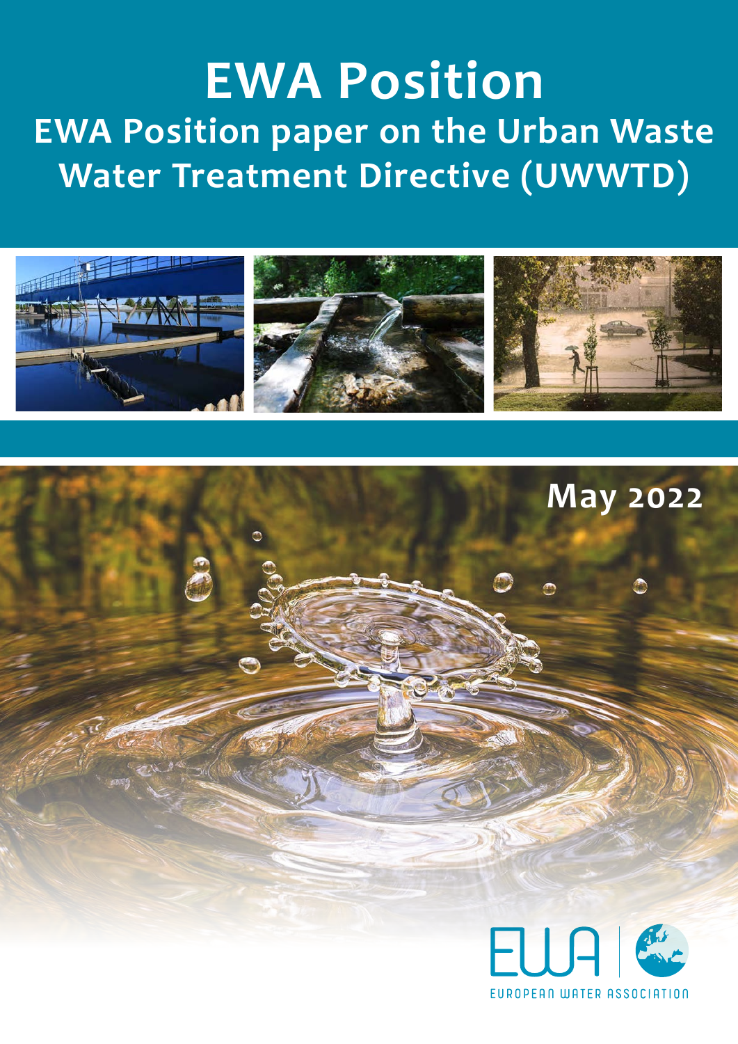# EWA Position

## EWA Position paper on the Urban Waste Water Treatment Directive (UWWTD)

May 2022

EUROPEAN WATER ASSOCIATION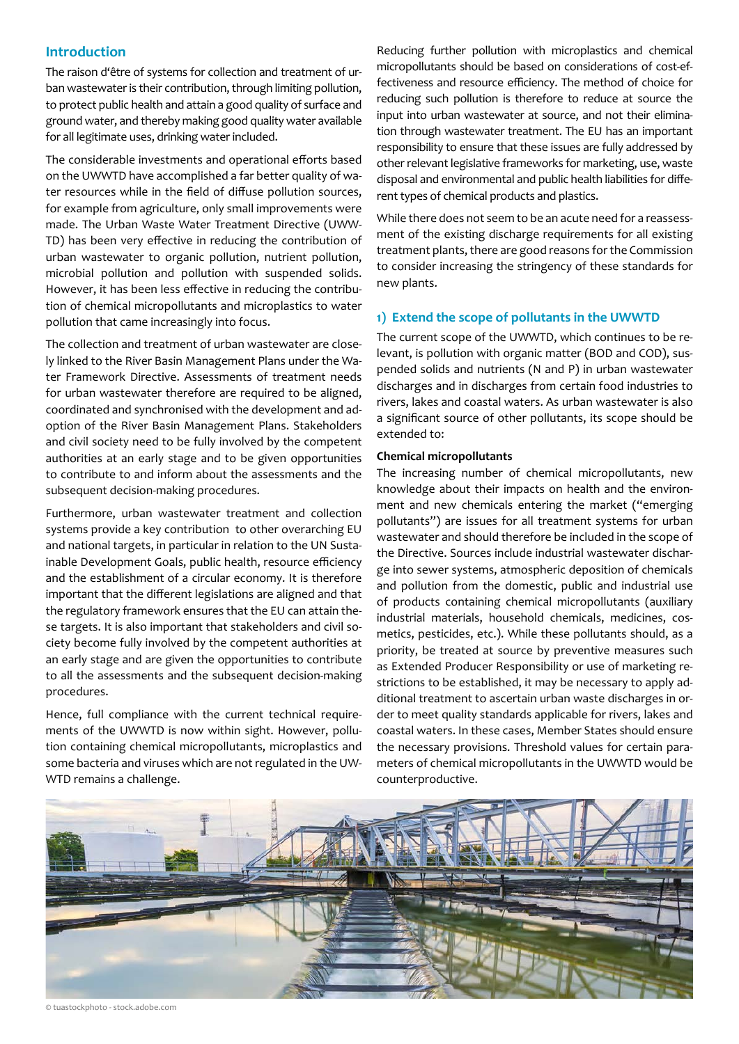## Introduction

The raison d'être of systems for collection and treatment of urban wastewater is their contribution, through limiting pollution, to protect public health and attain a good quality of surface and ground water, and thereby making good quality water available for all legitimate uses, drinking water included.

The considerable investments and operational efforts based on the UWWTD have accomplished a far better quality of water resources while in the field of diffuse pollution sources, for example from agriculture, only small improvements were made. The Urban Waste Water Treatment Directive (UWWTD) has been very effective in reducing the contribution of urban wastewater to organic pollution, nutrient pollution, microbial pollution and pollution with suspended solids. However, it has been less effective in reducing the contribution of chemical micropollutants and microplastics to water pollution that came increasingly into focus.

The collection and treatment of urban wastewater are closely linked to the River Basin Management Plans under the Water Framework Directive. Assessments of treatment needs for urban wastewater therefore are required to be aligned, coordinated and synchronised with the development and adoption of the River Basin Management Plans. Stakeholders and civil society need to be fully involved by the competent authorities at an early stage and to be given opportunities to contribute to and inform about the assessments and the subsequent decision-making procedures.

Furthermore, urban wastewater treatment and collection systems provide a key contribution to other overarching EU and national targets, in particular in relation to the UN Sustainable Development Goals, public health, resource efficiency and the establishment of a circular economy. It is therefore important that the different legislations are aligned and that the regulatory framework ensures that the EU can attain these targets. It is also important that stakeholders and civil society become fully involved by the competent authorities at an early stage and are given the opportunities to contribute to all the assessments and the subsequent decision-making procedures.

Hence, full compliance with the current technical requirements of the UWWTD is now within sight. However, pollution containing chemical micropollutants, microplastics and some bacteria and viruses which are not regulated in the UWWTD remains a challenge.

Reducing further pollution with microplastics and chemical micropollutants should be based on considerations of cost-effectiveness and resource efficiency. The method of choice for reducing such pollution is therefore to reduce at source the input into urban wastewater at source, and not their elimination through wastewater treatment. The EU has an important responsibility to ensure that these issues are fully addressed by other relevant legislative frameworks for marketing, use, waste disposal and environmental and public health liabilities for different types of chemical products and plastics.

While there does not seem to be an acute need for a reassessment of the existing discharge requirements for all existing treatment plants, there are good reasons for the Commission to consider increasing the stringency of these standards for new plants.

## 1) Extend the scope of pollutants in the UWWTD

The current scope of the UWWTD, which continues to be relevant, is pollution with organic matter (BOD and COD), suspended solids and nutrients (N and P) in urban wastewater discharges and in discharges from certain food industries to rivers, lakes and coastal waters. As urban wastewater is also a significant source of other pollutants, its scope should be extended to:

**Chemical micropollutants**

The increasing number of chemical micropollutants, new knowledge about their impacts on health and the environment and new chemicals entering the market ("emerging pollutants") are issues for all treatment systems for urban wastewater and should therefore be included in the scope of the Directive. Sources include industrial wastewater discharge into sewer systems, atmospheric deposition of chemicals and pollution from the domestic, public and industrial use of products containing chemical micropollutants (auxiliary industrial materials, household chemicals, medicines, cosmetics, pesticides, etc.). While these pollutants should, as a priority, be treated at source by preventive measures such as Extended Producer Responsibility or use of marketing restrictions to be established, it may be necessary to apply additional treatment to ascertain urban waste discharges in order to meet quality standards applicable for rivers, lakes and coastal waters. In these cases, Member States should ensure the necessary provisions. Threshold values for certain parameters of chemical micropollutants in the UWWTD would be counterproductive.

© tuastockphoto - stock.adobe.com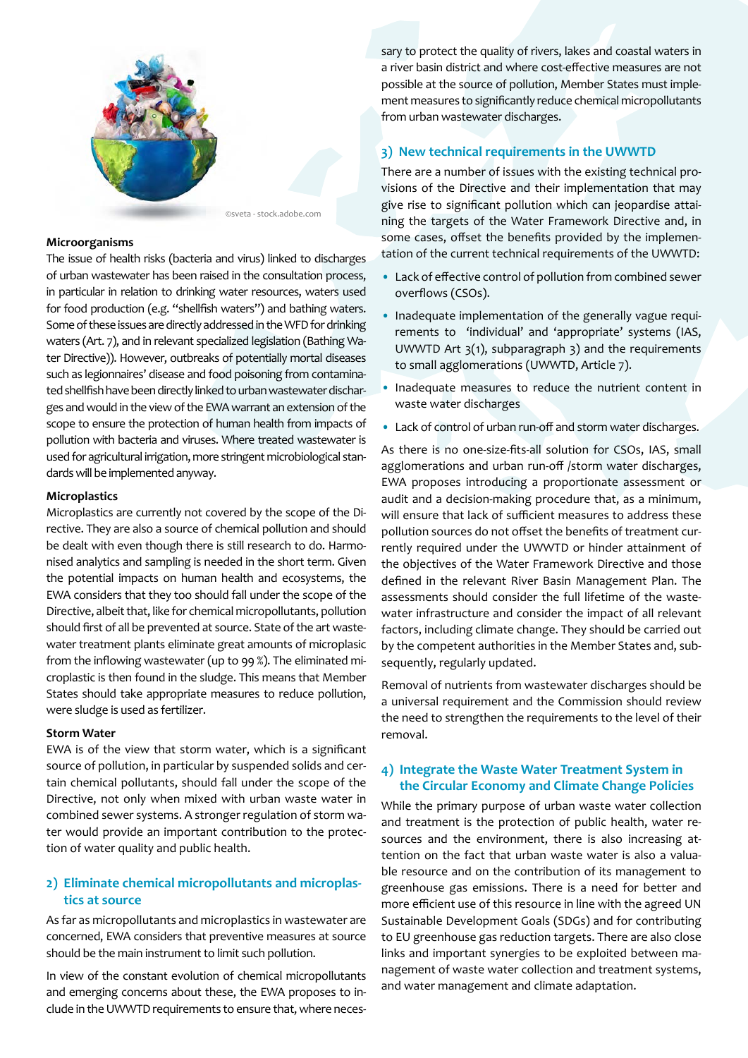©sveta - stock.adobe.com

**Microorganisms**

The issue of health risks (bacteria and virus) linked to discharges of urban wastewater has been raised in the consultation process, in particular in relation to drinking water resources, waters used for food production (e.g. "shellfish waters") and bathing waters. Some of these issues are directly addressed in the WFD for drinking waters (Art. 7), and in relevant specialized legislation (Bathing Water Directive)). However, outbreaks of potentially mortal diseases such as legionnaires' disease and food poisoning from contaminated shellfish have been directly linked to urban wastewater discharges and would in the view of the EWA warrant an extension of the scope to ensure the protection of human health from impacts of pollution with bacteria and viruses. Where treated wastewater is used for agricultural irrigation, more stringent microbiological standards will be implemented anyway.

**Microplastics**

Microplastics are currently not covered by the scope of the Directive. They are also a source of chemical pollution and should be dealt with even though there is still research to do. Harmonised analytics and sampling is needed in the short term. Given the potential impacts on human health and ecosystems, the EWA considers that they too should fall under the scope of the Directive, albeit that, like for chemical micropollutants, pollution should first of all be prevented at source. State of the art wastewater treatment plants eliminate great amounts of microplasic from the inflowing wastewater (up to 99 %). The eliminated microplastic is then found in the sludge. This means that Member States should take appropriate measures to reduce pollution, were sludge is used as fertilizer.

**Storm Water**

EWA is of the view that storm water, which is a significant source of pollution, in particular by suspended solids and certain chemical pollutants, should fall under the scope of the Directive, not only when mixed with urban waste water in combined sewer systems. A stronger regulation of storm water would provide an important contribution to the protection of water quality and public health.

## 2) Eliminate chemical micropollutants and microplastics at source

As far as micropollutants and microplastics in wastewater are concerned, EWA considers that preventive measures at source should be the main instrument to limit such pollution.

In view of the constant evolution of chemical micropollutants and emerging concerns about these, the EWA proposes to include in the UWWTD requirements to ensure that, where necessary to protect the quality of rivers, lakes and coastal waters in a river basin district and where cost-effective measures are not possible at the source of pollution, Member States must implement measures to significantly reduce chemical micropollutants from urban wastewater discharges.

## 3) New technical requirements in the UWWTD

There are a number of issues with the existing technical provisions of the Directive and their implementation that may give rise to significant pollution which can jeopardise attaining the targets of the Water Framework Directive and, in some cases, offset the benefits provided by the implementation of the current technical requirements of the UWWTD:

- Lack of effective control of pollution from combined sewer overflows (CSOs).
- Inadequate implementation of the generally vague requirements to 'individual' and 'appropriate' systems (IAS, UWWTD Art 3(1), subparagraph 3) and the requirements to small agglomerations (UWWTD, Article 7).
- Inadequate measures to reduce the nutrient content in waste water discharges
- Lack of control of urban run-off and storm water discharges.

As there is no one-size-fits-all solution for CSOs, IAS, small agglomerations and urban run-off /storm water discharges, EWA proposes introducing a proportionate assessment or audit and a decision-making procedure that, as a minimum, will ensure that lack of sufficient measures to address these pollution sources do not offset the benefits of treatment currently required under the UWWTD or hinder attainment of the objectives of the Water Framework Directive and those defined in the relevant River Basin Management Plan. The assessments should consider the full lifetime of the wastewater infrastructure and consider the impact of all relevant factors, including climate change. They should be carried out by the competent authorities in the Member States and, subsequently, regularly updated.

Removal of nutrients from wastewater discharges should be a universal requirement and the Commission should review the need to strengthen the requirements to the level of their removal.

## 4) Integrate the Waste Water Treatment System in the Circular Economy and Climate Change Policies

While the primary purpose of urban waste water collection and treatment is the protection of public health, water resources and the environment, there is also increasing attention on the fact that urban waste water is also a valuable resource and on the contribution of its management to greenhouse gas emissions. There is a need for better and more efficient use of this resource in line with the agreed UN Sustainable Development Goals (SDGs) and for contributing to EU greenhouse gas reduction targets. There are also close links and important synergies to be exploited between management of waste water collection and treatment systems, and water management and climate adaptation.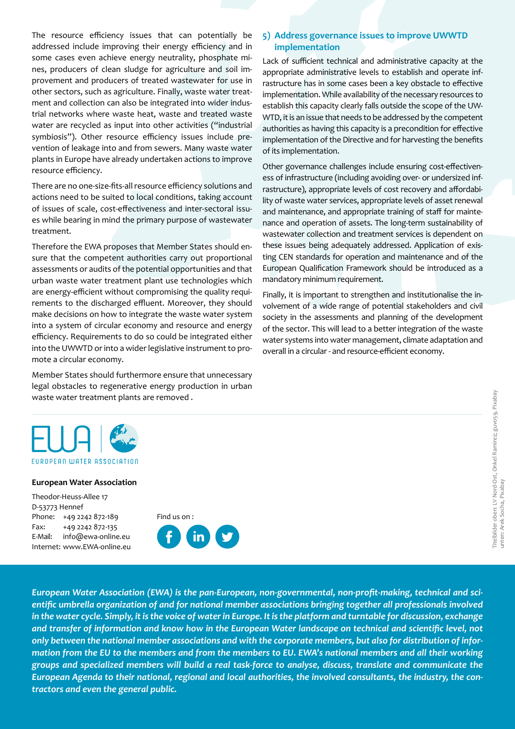The resource efficiency issues that can potentially be addressed include improving their energy efficiency and in some cases even achieve energy neutrality, phosphate mines, producers of clean sludge for agriculture and soil improvement and producers of treated wastewater for use in other sectors, such as agriculture. Finally, waste water treatment and collection can also be integrated into wider industrial networks where waste heat, waste and treated waste water are recycled as input into other activities ("industrial symbiosis"). Other resource efficiency issues include prevention of leakage into and from sewers. Many waste water plants in Europe have already undertaken actions to improve resource efficiency.

There are no one-size-fits-all resource efficiency solutions and actions need to be suited to local conditions, taking account of issues of scale, cost-effectiveness and inter-sectoral issues while bearing in mind the primary purpose of wastewater treatment.

Therefore the EWA proposes that Member States should ensure that the competent authorities carry out proportional assessments or audits of the potential opportunities and that urban waste water treatment plant use technologies which are energy-efficient without compromising the quality requirements to the discharged effluent. Moreover, they should make decisions on how to integrate the waste water system into a system of circular economy and resource and energy efficiency. Requirements to do so could be integrated either into the UWWTD or into a wider legislative instrument to promote a circular economy.

Member States should furthermore ensure that unnecessary legal obstacles to regenerative energy production in urban waste water treatment plants are removed .

## 5) Address governance issues to improve UWWTD implementation

Lack of sufficient technical and administrative capacity at the appropriate administrative levels to establish and operate infrastructure has in some cases been a key obstacle to effective implementation. While availability of the necessary resources to establish this capacity clearly falls outside the scope of the UWWTD, it is an issue that needs to be addressed by the competent authorities as having this capacity is a precondition for effective implementation of the Directive and for harvesting the benefits of its implementation.

Other governance challenges include ensuring cost-effectiveness of infrastructure (including avoiding over- or undersized infrastructure), appropriate levels of cost recovery and affordability of waste water services, appropriate levels of asset renewal and maintenance, and appropriate training of staff for maintenance and operation of assets. The long-term sustainability of wastewater collection and treatment services is dependent on these issues being adequately addressed. Application of existing CEN standards for operation and maintenance and of the European Qualification Framework should be introduced as a mandatory minimum requirement.

Finally, it is important to strengthen and institutionalise the involvement of a wide range of potential stakeholders and civil society in the assessments and planning of the development of the sector. This will lead to a better integration of the waste water systems into water management, climate adaptation and overall in a circular - and resource-efficient economy.

EWA
EUROPEAN WATER ASSOCIATION

**European Water Association**

Theodor-Heuss-Allee 17
D-53773 Hennef
Phone: +49 2242 872-189
Fax: +49 2242 872-135
E-Mail: info@ewa-online.eu
Internet: www.EWA-online.eu

Find us on :

Titelbilder oben: LV Nord-Ost, Onkel Ramirez; guvo59, Pixabay
unten: Arek Socha, Pixabay

***European Water Association (EWA) is the pan-European, non-governmental, non-profit-making, technical and scientific umbrella organization of and for national member associations bringing together all professionals involved in the water cycle. Simply, it is the voice of water in Europe. It is the platform and turntable for discussion, exchange and transfer of information and know how in the European Water landscape on technical and scientific level, not only between the national member associations and with the corporate members, but also for distribution of information from the EU to the members and from the members to EU. EWA's national members and all their working groups and specialized members will build a real task-force to analyse, discuss, translate and communicate the European Agenda to their national, regional and local authorities, the involved consultants, the industry, the contractors and even the general public.***